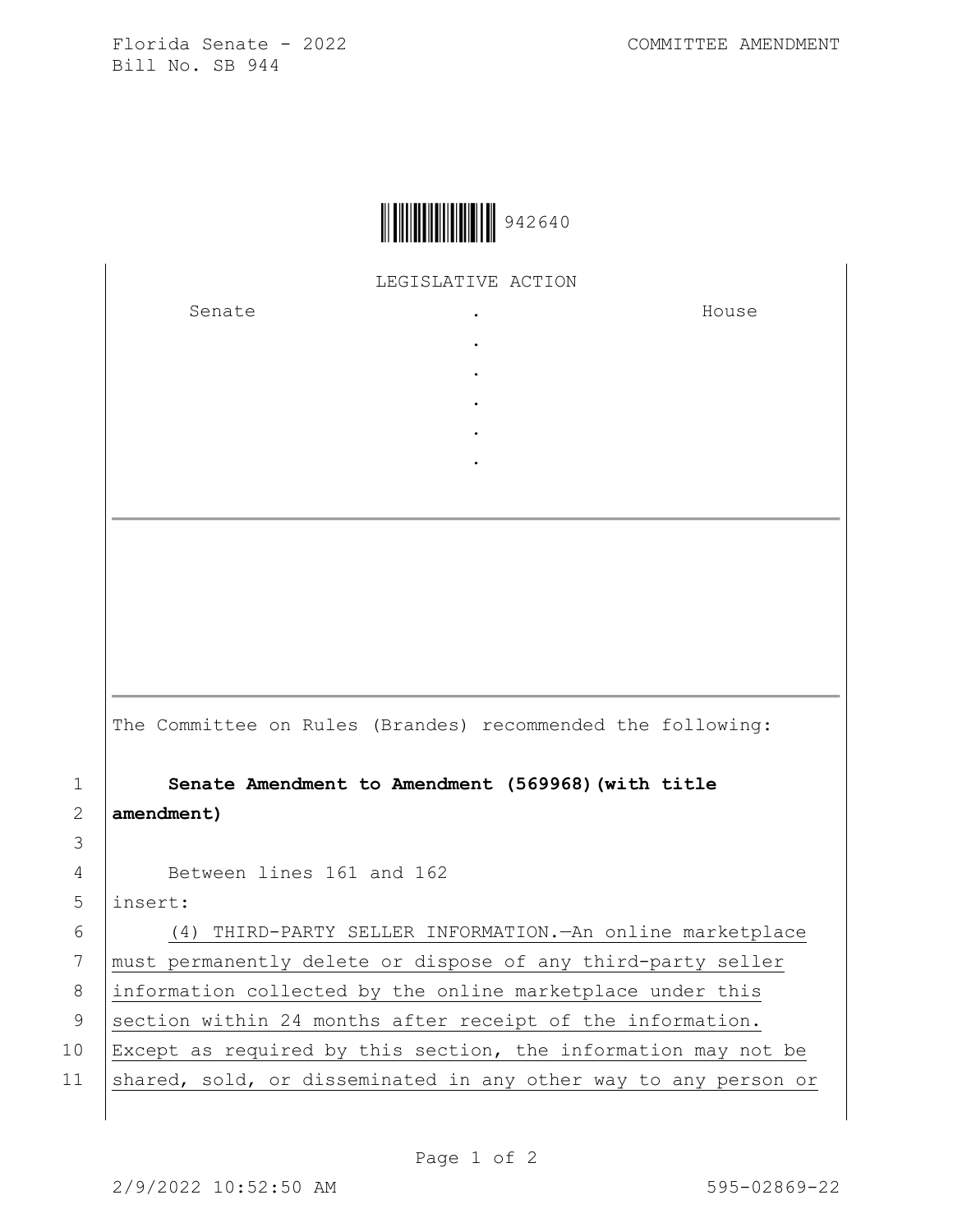Florida Senate - 2022
Bill No. SB 944

COMMITTEE AMENDMENT

942640

LEGISLATIVE ACTION

| Senate | . | House |
|---|---|---|
| | . | |
| | . | |
| | . | |
| | . | |
| | . | |

The Committee on Rules (Brandes) recommended the following:

1 **Senate Amendment to Amendment (569968)(with title**
2 **amendment)**
3
4 Between lines 161 and 162
5 insert:
6 (4) THIRD-PARTY SELLER INFORMATION.—An online marketplace
7 must permanently delete or dispose of any third-party seller
8 information collected by the online marketplace under this
9 section within 24 months after receipt of the information.
10 Except as required by this section, the information may not be
11 shared, sold, or disseminated in any other way to any person or

2/9/2022 10:52:50 AM 595-02869-22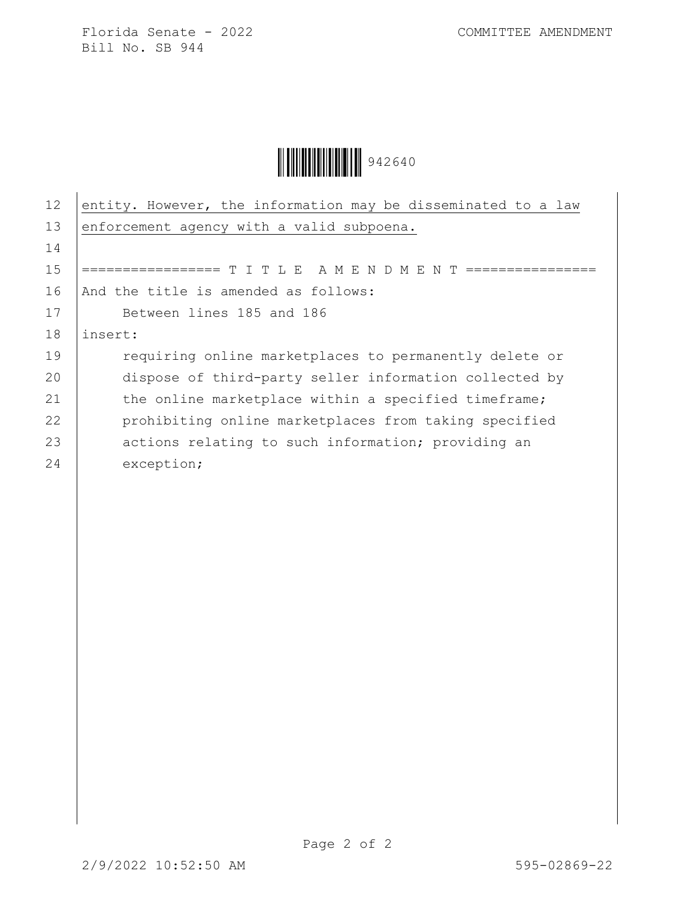entity. However, the information may be disseminated to a law enforcement agency with a valid subpoena.

================= T I T L E A M E N D M E N T ================

And the title is amended as follows:

Between lines 185 and 186

insert:

requiring online marketplaces to permanently delete or dispose of third-party seller information collected by the online marketplace within a specified timeframe; prohibiting online marketplaces from taking specified actions relating to such information; providing an exception;